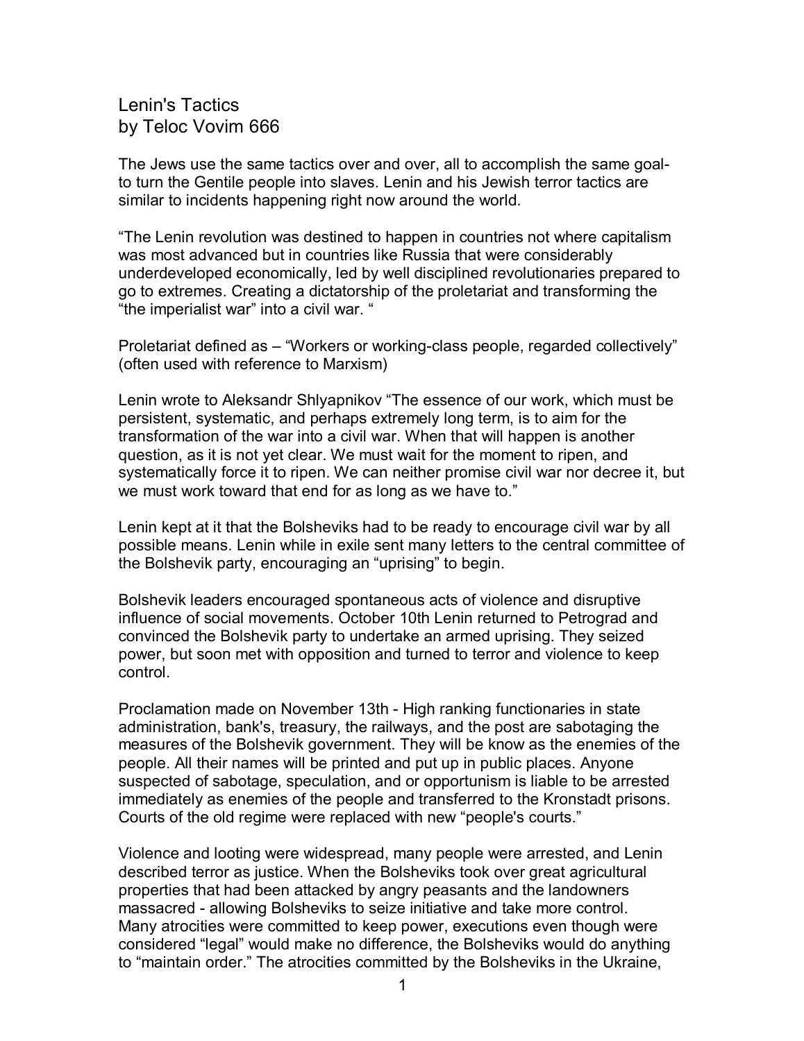# Lenin's Tactics
by Teloc Vovim 666

The Jews use the same tactics over and over, all to accomplish the same goal- to turn the Gentile people into slaves. Lenin and his Jewish terror tactics are similar to incidents happening right now around the world.

"The Lenin revolution was destined to happen in countries not where capitalism was most advanced but in countries like Russia that were considerably underdeveloped economically, led by well disciplined revolutionaries prepared to go to extremes. Creating a dictatorship of the proletariat and transforming the "the imperialist war" into a civil war. "

Proletariat defined as – "Workers or working-class people, regarded collectively" (often used with reference to Marxism)

Lenin wrote to Aleksandr Shlyapnikov "The essence of our work, which must be persistent, systematic, and perhaps extremely long term, is to aim for the transformation of the war into a civil war. When that will happen is another question, as it is not yet clear. We must wait for the moment to ripen, and systematically force it to ripen. We can neither promise civil war nor decree it, but we must work toward that end for as long as we have to."

Lenin kept at it that the Bolsheviks had to be ready to encourage civil war by all possible means. Lenin while in exile sent many letters to the central committee of the Bolshevik party, encouraging an "uprising" to begin.

Bolshevik leaders encouraged spontaneous acts of violence and disruptive influence of social movements. October 10th Lenin returned to Petrograd and convinced the Bolshevik party to undertake an armed uprising. They seized power, but soon met with opposition and turned to terror and violence to keep control.

Proclamation made on November 13th - High ranking functionaries in state administration, bank's, treasury, the railways, and the post are sabotaging the measures of the Bolshevik government. They will be know as the enemies of the people. All their names will be printed and put up in public places. Anyone suspected of sabotage, speculation, and or opportunism is liable to be arrested immediately as enemies of the people and transferred to the Kronstadt prisons. Courts of the old regime were replaced with new "people's courts."

Violence and looting were widespread, many people were arrested, and Lenin described terror as justice. When the Bolsheviks took over great agricultural properties that had been attacked by angry peasants and the landowners massacred - allowing Bolsheviks to seize initiative and take more control. Many atrocities were committed to keep power, executions even though were considered "legal" would make no difference, the Bolsheviks would do anything to "maintain order." The atrocities committed by the Bolsheviks in the Ukraine,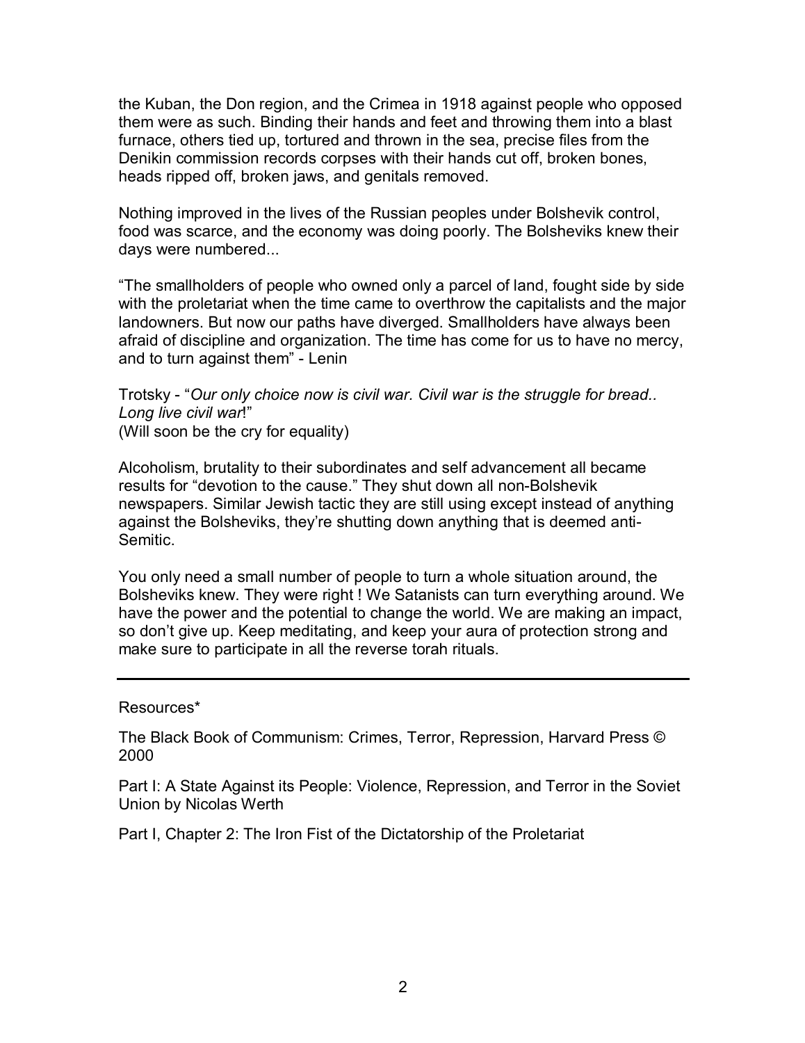the Kuban, the Don region, and the Crimea in 1918 against people who opposed them were as such. Binding their hands and feet and throwing them into a blast furnace, others tied up, tortured and thrown in the sea, precise files from the Denikin commission records corpses with their hands cut off, broken bones, heads ripped off, broken jaws, and genitals removed.

Nothing improved in the lives of the Russian peoples under Bolshevik control, food was scarce, and the economy was doing poorly. The Bolsheviks knew their days were numbered...

"The smallholders of people who owned only a parcel of land, fought side by side with the proletariat when the time came to overthrow the capitalists and the major landowners. But now our paths have diverged. Smallholders have always been afraid of discipline and organization. The time has come for us to have no mercy, and to turn against them" - Lenin

Trotsky - "*Our only choice now is civil war. Civil war is the struggle for bread.. Long live civil war*!"
(Will soon be the cry for equality)

Alcoholism, brutality to their subordinates and self advancement all became results for "devotion to the cause." They shut down all non-Bolshevik newspapers. Similar Jewish tactic they are still using except instead of anything against the Bolsheviks, they're shutting down anything that is deemed anti-Semitic.

You only need a small number of people to turn a whole situation around, the Bolsheviks knew. They were right ! We Satanists can turn everything around. We have the power and the potential to change the world. We are making an impact, so don't give up. Keep meditating, and keep your aura of protection strong and make sure to participate in all the reverse torah rituals.

---

Resources*

The Black Book of Communism: Crimes, Terror, Repression, Harvard Press © 2000

Part I: A State Against its People: Violence, Repression, and Terror in the Soviet Union by Nicolas Werth

Part I, Chapter 2: The Iron Fist of the Dictatorship of the Proletariat